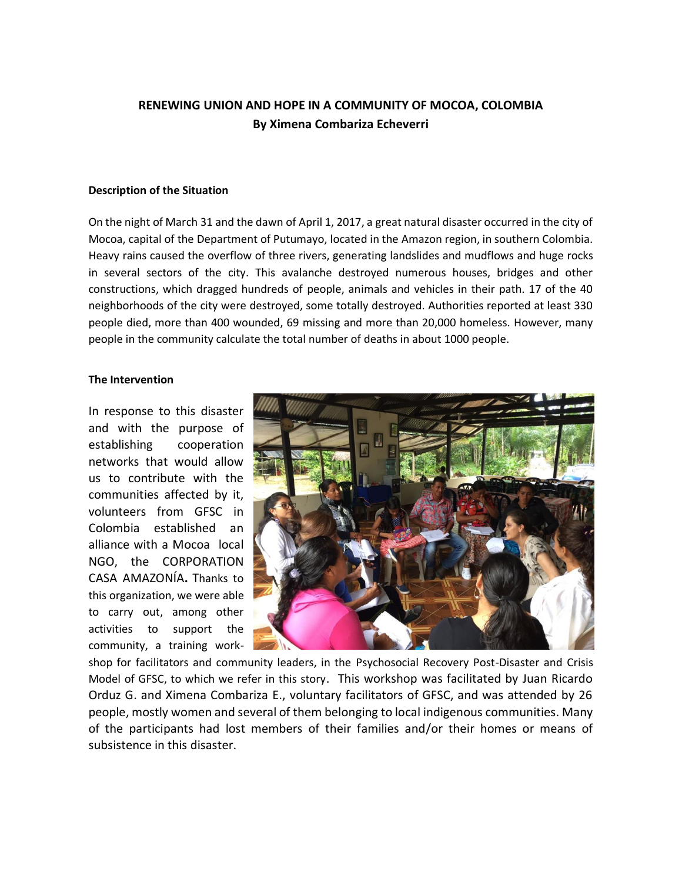# RENEWING UNION AND HOPE IN A COMMUNITY OF MOCOA, COLOMBIA

**By Ximena Combariza Echeverri**

## Description of the Situation

On the night of March 31 and the dawn of April 1, 2017, a great natural disaster occurred in the city of Mocoa, capital of the Department of Putumayo, located in the Amazon region, in southern Colombia. Heavy rains caused the overflow of three rivers, generating landslides and mudflows and huge rocks in several sectors of the city. This avalanche destroyed numerous houses, bridges and other constructions, which dragged hundreds of people, animals and vehicles in their path. 17 of the 40 neighborhoods of the city were destroyed, some totally destroyed. Authorities reported at least 330 people died, more than 400 wounded, 69 missing and more than 20,000 homeless. However, many people in the community calculate the total number of deaths in about 1000 people.

## The Intervention

In response to this disaster and with the purpose of establishing cooperation networks that would allow us to contribute with the communities affected by it, volunteers from GFSC in Colombia established an alliance with a Mocoa local NGO, the CORPORATION CASA AMAZONÍA**.** Thanks to this organization, we were able to carry out, among other activities to support the community, a training workshop for facilitators and community leaders, in the Psychosocial Recovery Post-Disaster and Crisis Model of GFSC, to which we refer in this story. This workshop was facilitated by Juan Ricardo Orduz G. and Ximena Combariza E., voluntary facilitators of GFSC, and was attended by 26 people, mostly women and several of them belonging to local indigenous communities. Many of the participants had lost members of their families and/or their homes or means of subsistence in this disaster.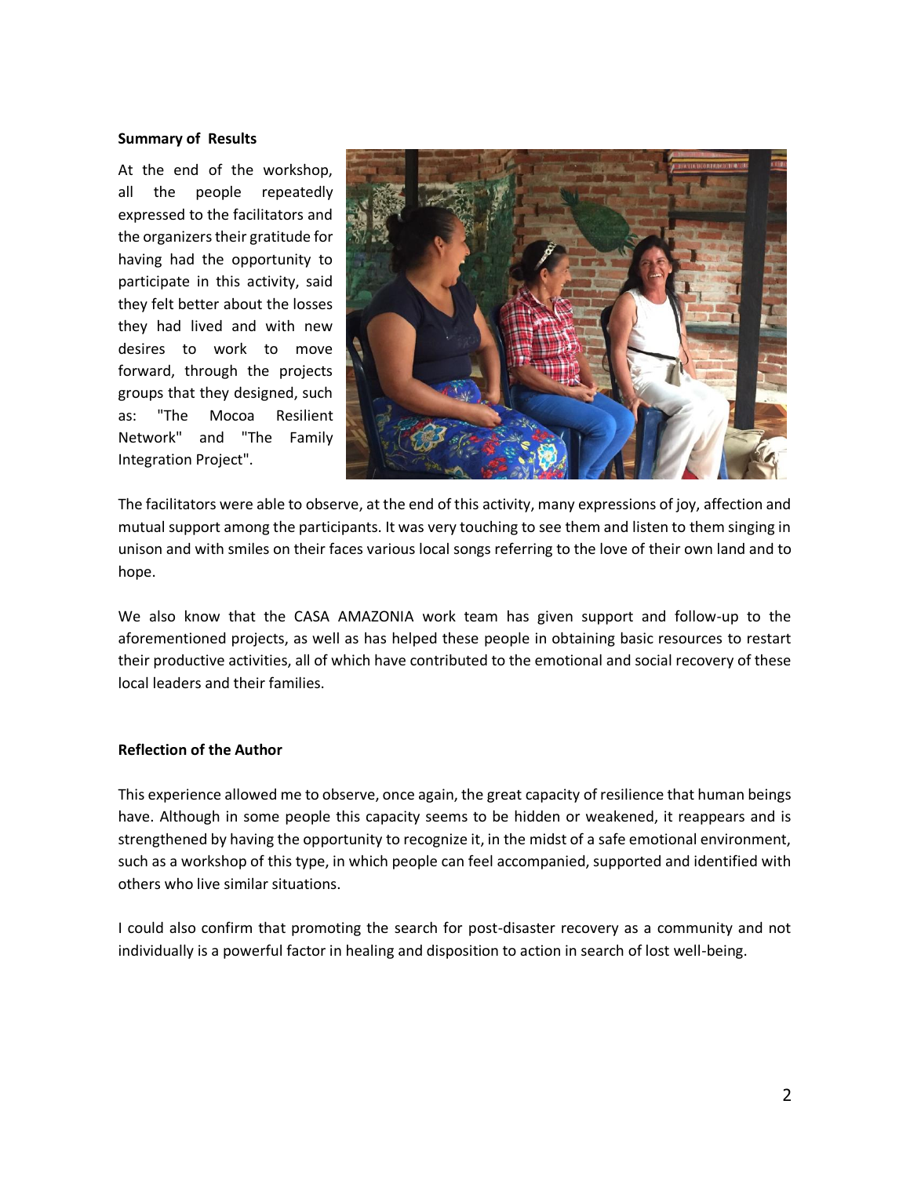**Summary of Results**

At the end of the workshop, all the people repeatedly expressed to the facilitators and the organizers their gratitude for having had the opportunity to participate in this activity, said they felt better about the losses they had lived and with new desires to work to move forward, through the projects groups that they designed, such as: "The Mocoa Resilient Network" and "The Family Integration Project".

The facilitators were able to observe, at the end of this activity, many expressions of joy, affection and mutual support among the participants. It was very touching to see them and listen to them singing in unison and with smiles on their faces various local songs referring to the love of their own land and to hope.

We also know that the CASA AMAZONIA work team has given support and follow-up to the aforementioned projects, as well as has helped these people in obtaining basic resources to restart their productive activities, all of which have contributed to the emotional and social recovery of these local leaders and their families.

**Reflection of the Author**

This experience allowed me to observe, once again, the great capacity of resilience that human beings have. Although in some people this capacity seems to be hidden or weakened, it reappears and is strengthened by having the opportunity to recognize it, in the midst of a safe emotional environment, such as a workshop of this type, in which people can feel accompanied, supported and identified with others who live similar situations.

I could also confirm that promoting the search for post-disaster recovery as a community and not individually is a powerful factor in healing and disposition to action in search of lost well-being.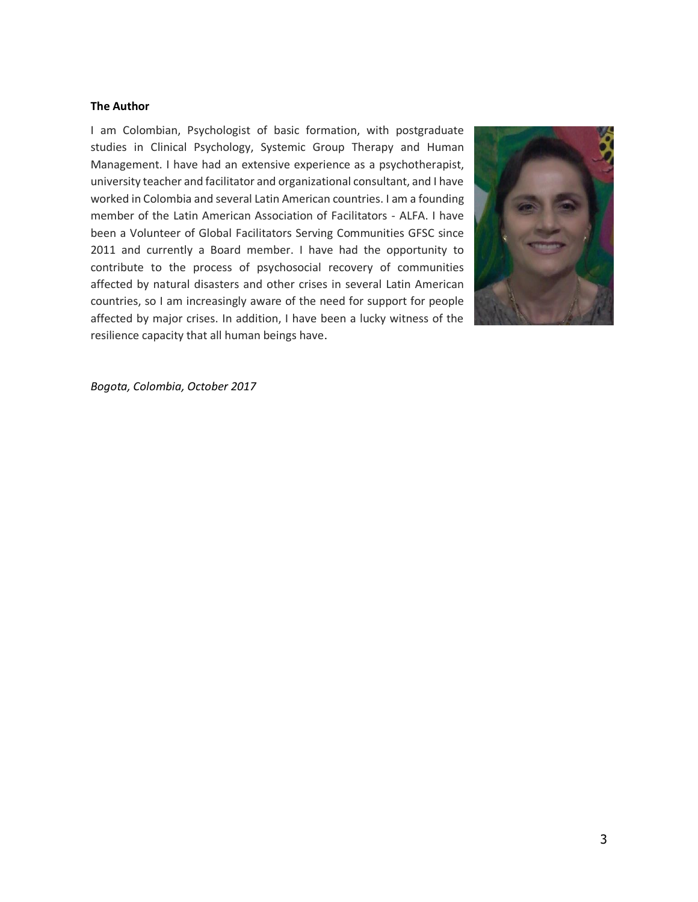**The Author**

I am Colombian, Psychologist of basic formation, with postgraduate studies in Clinical Psychology, Systemic Group Therapy and Human Management. I have had an extensive experience as a psychotherapist, university teacher and facilitator and organizational consultant, and I have worked in Colombia and several Latin American countries. I am a founding member of the Latin American Association of Facilitators - ALFA. I have been a Volunteer of Global Facilitators Serving Communities GFSC since 2011 and currently a Board member. I have had the opportunity to contribute to the process of psychosocial recovery of communities affected by natural disasters and other crises in several Latin American countries, so I am increasingly aware of the need for support for people affected by major crises. In addition, I have been a lucky witness of the resilience capacity that all human beings have.

*Bogota, Colombia, October 2017*